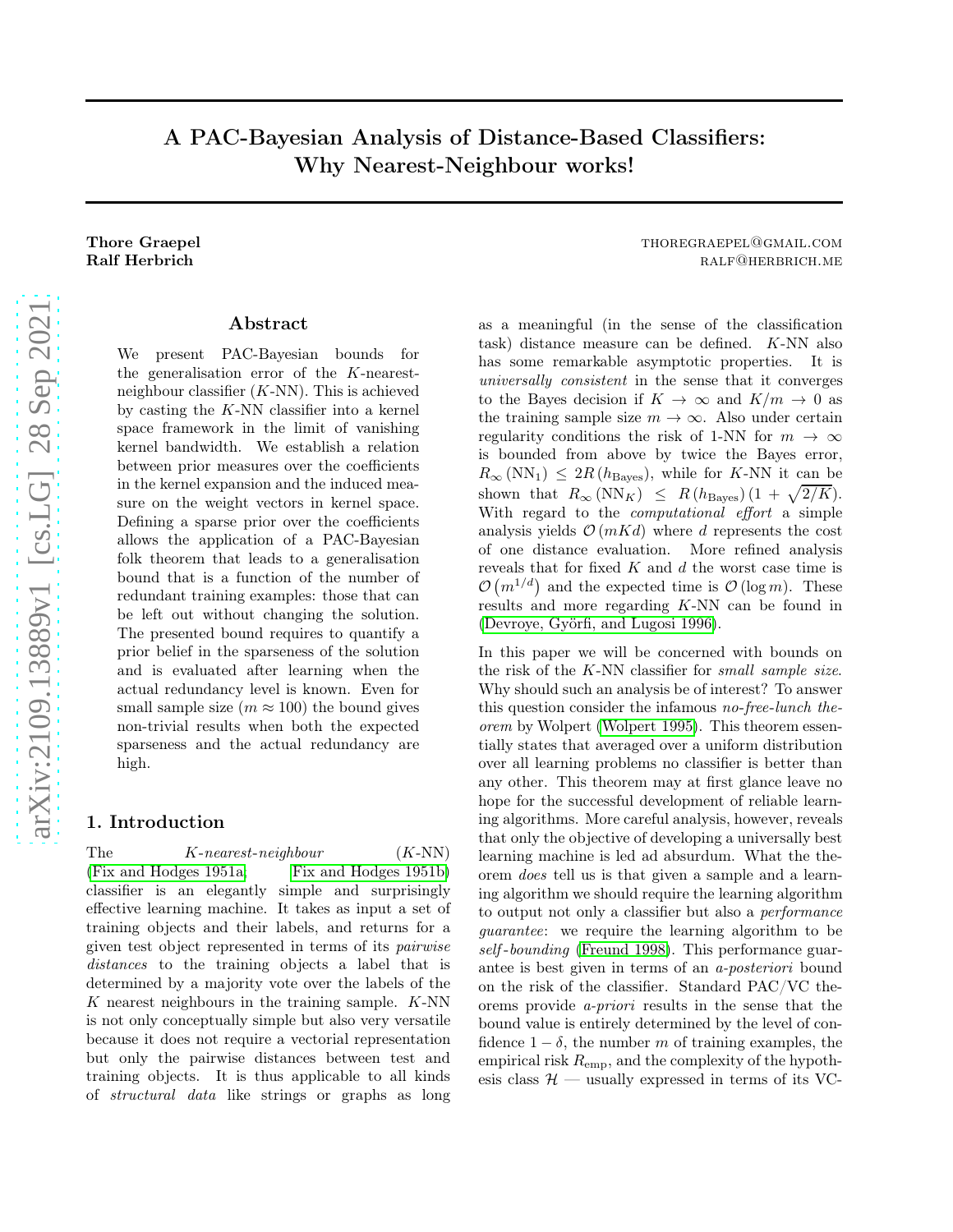# A PAC-Bayesian Analysis of Distance-Based Classifiers: Why Nearest-Neighbour works!

**Thore Graepel** THOREGRAEPEL@GMAIL.COM
**Ralf Herbrich** RALF@HERBRICH.ME

## Abstract

We present PAC-Bayesian bounds for the generalisation error of the $K$-nearest-neighbour classifier ($K$-NN). This is achieved by casting the $K$-NN classifier into a kernel space framework in the limit of vanishing kernel bandwidth. We establish a relation between prior measures over the coefficients in the kernel expansion and the induced measure on the weight vectors in kernel space. Defining a sparse prior over the coefficients allows the application of a PAC-Bayesian folk theorem that leads to a generalisation bound that is a function of the number of redundant training examples: those that can be left out without changing the solution. The presented bound requires to quantify a prior belief in the sparseness of the solution and is evaluated after learning when the actual redundancy level is known. Even for small sample size ($m \approx 100$) the bound gives non-trivial results when both the expected sparseness and the actual redundancy are high.

## 1. Introduction

The *K-nearest-neighbour* ($K$-NN) (Fix and Hodges 1951a; Fix and Hodges 1951b) classifier is an elegantly simple and surprisingly effective learning machine. It takes as input a set of training objects and their labels, and returns for a given test object represented in terms of its *pairwise distances* to the training objects a label that is determined by a majority vote over the labels of the $K$ nearest neighbours in the training sample. $K$-NN is not only conceptually simple but also very versatile because it does not require a vectorial representation but only the pairwise distances between test and training objects. It is thus applicable to all kinds of *structural data* like strings or graphs as long as a meaningful (in the sense of the classification task) distance measure can be defined. $K$-NN also has some remarkable asymptotic properties. It is *universally consistent* in the sense that it converges to the Bayes decision if $K \to \infty$ and $K/m \to 0$ as the training sample size $m \to \infty$. Also under certain regularity conditions the risk of 1-NN for $m \to \infty$ is bounded from above by twice the Bayes error, $R_\infty(\mathrm{NN}_1) \leq 2R(h_{\mathrm{Bayes}})$, while for $K$-NN it can be shown that $R_\infty(\mathrm{NN}_K) \leq R(h_{\mathrm{Bayes}})(1 + \sqrt{2/K})$. With regard to the *computational effort* a simple analysis yields $\mathcal{O}(mKd)$ where $d$ represents the cost of one distance evaluation. More refined analysis reveals that for fixed $K$ and $d$ the worst case time is $\mathcal{O}(m^{1/d})$ and the expected time is $\mathcal{O}(\log m)$. These results and more regarding $K$-NN can be found in (Devroye, Györfi, and Lugosi 1996).

In this paper we will be concerned with bounds on the risk of the $K$-NN classifier for *small sample size*. Why should such an analysis be of interest? To answer this question consider the infamous *no-free-lunch theorem* by Wolpert (Wolpert 1995). This theorem essentially states that averaged over a uniform distribution over all learning problems no classifier is better than any other. This theorem may at first glance leave no hope for the successful development of reliable learning algorithms. More careful analysis, however, reveals that only the objective of developing a universally best learning machine is led ad absurdum. What the theorem *does* tell us is that given a sample and a learning algorithm we should require the learning algorithm to output not only a classifier but also a *performance guarantee*: we require the learning algorithm to be *self-bounding* (Freund 1998). This performance guarantee is best given in terms of an *a-posteriori* bound on the risk of the classifier. Standard PAC/VC theorems provide *a-priori* results in the sense that the bound value is entirely determined by the level of confidence $1 - \delta$, the number $m$ of training examples, the empirical risk $R_{\mathrm{emp}}$, and the complexity of the hypothesis class $\mathcal{H}$ — usually expressed in terms of its VC-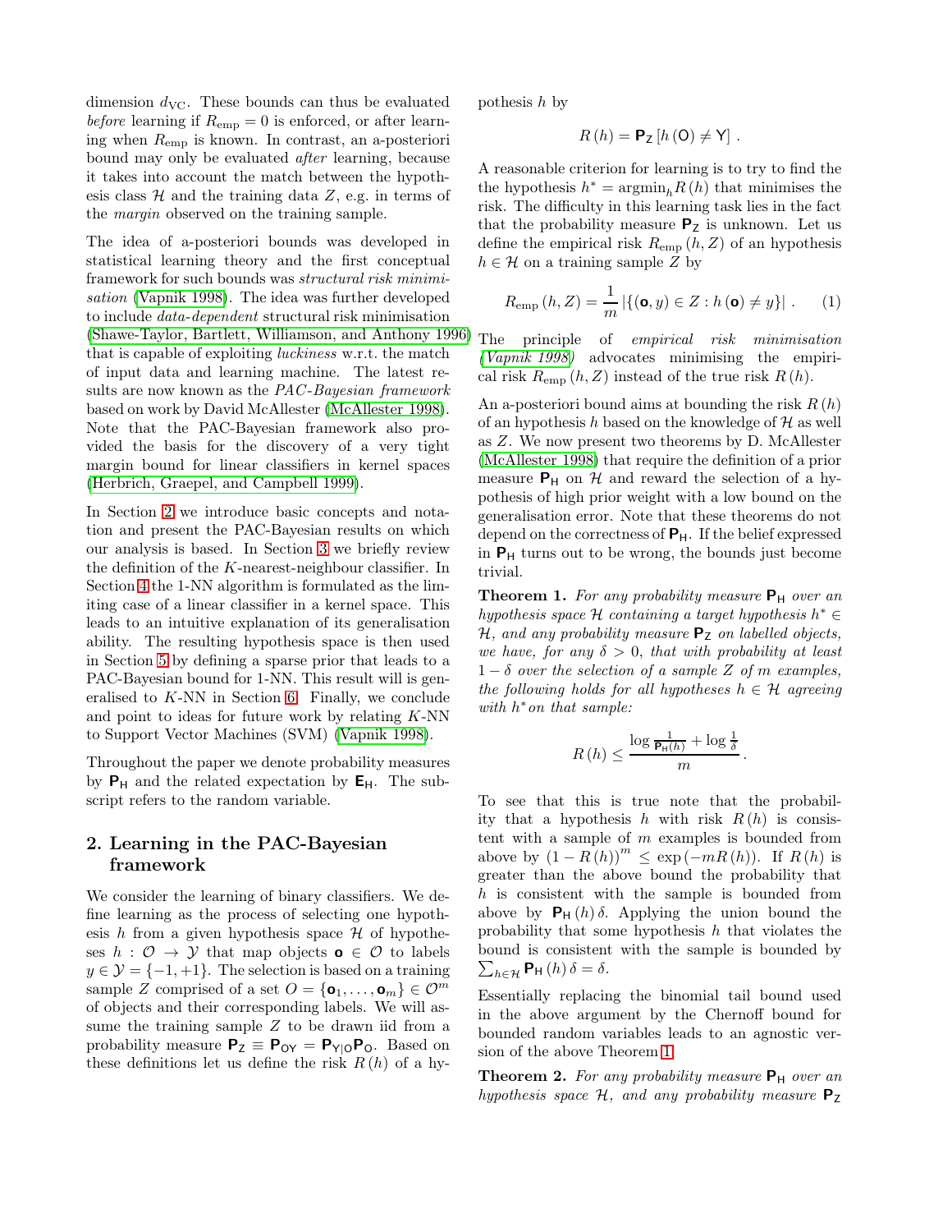dimension $d_{\mathrm{VC}}$. These bounds can thus be evaluated *before* learning if $R_{\mathrm{emp}} = 0$ is enforced, or after learning when $R_{\mathrm{emp}}$ is known. In contrast, an a-posteriori bound may only be evaluated *after* learning, because it takes into account the match between the hypothesis class $\mathcal{H}$ and the training data $Z$, e.g. in terms of the *margin* observed on the training sample.

The idea of a-posteriori bounds was developed in statistical learning theory and the first conceptual framework for such bounds was *structural risk minimisation* (Vapnik 1998). The idea was further developed to include *data-dependent* structural risk minimisation (Shawe-Taylor, Bartlett, Williamson, and Anthony 1996) that is capable of exploiting *luckiness* w.r.t. the match of input data and learning machine. The latest results are now known as the *PAC-Bayesian framework* based on work by David McAllester (McAllester 1998). Note that the PAC-Bayesian framework also provided the basis for the discovery of a very tight margin bound for linear classifiers in kernel spaces (Herbrich, Graepel, and Campbell 1999).

In Section 2 we introduce basic concepts and notation and present the PAC-Bayesian results on which our analysis is based. In Section 3 we briefly review the definition of the $K$-nearest-neighbour classifier. In Section 4 the 1-NN algorithm is formulated as the limiting case of a linear classifier in a kernel space. This leads to an intuitive explanation of its generalisation ability. The resulting hypothesis space is then used in Section 5 by defining a sparse prior that leads to a PAC-Bayesian bound for 1-NN. This result will be generalised to $K$-NN in Section 6. Finally, we conclude and point to ideas for future work by relating $K$-NN to Support Vector Machines (SVM) (Vapnik 1998).

Throughout the paper we denote probability measures by $\mathbf{P}_{\mathsf{H}}$ and the related expectation by $\mathbf{E}_{\mathsf{H}}$. The subscript refers to the random variable.

## 2. Learning in the PAC-Bayesian framework

We consider the learning of binary classifiers. We define learning as the process of selecting one hypothesis $h$ from a given hypothesis space $\mathcal{H}$ of hypotheses $h : \mathcal{O} \to \mathcal{Y}$ that map objects $\mathbf{o} \in \mathcal{O}$ to labels $y \in \mathcal{Y} = \{-1, +1\}$. The selection is based on a training sample $Z$ comprised of a set $O = \{\mathbf{o}_1, \ldots, \mathbf{o}_m\} \in \mathcal{O}^m$ of objects and their corresponding labels. We will assume the training sample $Z$ to be drawn iid from a probability measure $\mathbf{P}_{\mathsf{Z}} \equiv \mathbf{P}_{\mathsf{OY}} = \mathbf{P}_{\mathsf{Y|O}}\mathbf{P}_{\mathsf{O}}$. Based on these definitions let us define the risk $R(h)$ of a hypothesis $h$ by

$$R(h) = \mathbf{P}_{\mathsf{Z}}[h(\mathsf{O}) \neq \mathsf{Y}] .$$

A reasonable criterion for learning is to try to find the the hypothesis $h^* = \mathrm{argmin}_h R(h)$ that minimises the risk. The difficulty in this learning task lies in the fact that the probability measure $\mathbf{P}_{\mathsf{Z}}$ is unknown. Let us define the empirical risk $R_{\mathrm{emp}}(h, Z)$ of an hypothesis $h \in \mathcal{H}$ on a training sample $Z$ by

$$R_{\mathrm{emp}}(h, Z) = \frac{1}{m} |\{(\mathbf{o}, y) \in Z : h(\mathbf{o}) \neq y\}| . \qquad (1)$$

The principle of *empirical risk minimisation* (Vapnik 1998) advocates minimising the empirical risk $R_{\mathrm{emp}}(h, Z)$ instead of the true risk $R(h)$.

An a-posteriori bound aims at bounding the risk $R(h)$ of an hypothesis $h$ based on the knowledge of $\mathcal{H}$ as well as $Z$. We now present two theorems by D. McAllester (McAllester 1998) that require the definition of a prior measure $\mathbf{P}_{\mathsf{H}}$ on $\mathcal{H}$ and reward the selection of a hypothesis of high prior weight with a low bound on the generalisation error. Note that these theorems do not depend on the correctness of $\mathbf{P}_{\mathsf{H}}$. If the belief expressed in $\mathbf{P}_{\mathsf{H}}$ turns out to be wrong, the bounds just become trivial.

**Theorem 1.** *For any probability measure $\mathbf{P}_{\mathsf{H}}$ over an hypothesis space $\mathcal{H}$ containing a target hypothesis $h^* \in \mathcal{H}$, and any probability measure $\mathbf{P}_{\mathsf{Z}}$ on labelled objects, we have, for any $\delta > 0$, that with probability at least $1 - \delta$ over the selection of a sample $Z$ of $m$ examples, the following holds for all hypotheses $h \in \mathcal{H}$ agreeing with $h^*$on that sample:*

$$R(h) \leq \frac{\log \frac{1}{\mathbf{P}_{\mathsf{H}}(h)} + \log \frac{1}{\delta}}{m} .$$

To see that this is true note that the probability that a hypothesis $h$ with risk $R(h)$ is consistent with a sample of $m$ examples is bounded from above by $(1 - R(h))^m \leq \exp(-mR(h))$. If $R(h)$ is greater than the above bound the probability that $h$ is consistent with the sample is bounded from above by $\mathbf{P}_{\mathsf{H}}(h)\,\delta$. Applying the union bound the probability that some hypothesis $h$ that violates the bound is consistent with the sample is bounded by $\sum_{h \in \mathcal{H}} \mathbf{P}_{\mathsf{H}}(h)\,\delta = \delta$.

Essentially replacing the binomial tail bound used in the above argument by the Chernoff bound for bounded random variables leads to an agnostic version of the above Theorem 1.

**Theorem 2.** *For any probability measure $\mathbf{P}_{\mathsf{H}}$ over an hypothesis space $\mathcal{H}$, and any probability measure $\mathbf{P}_{\mathsf{Z}}$*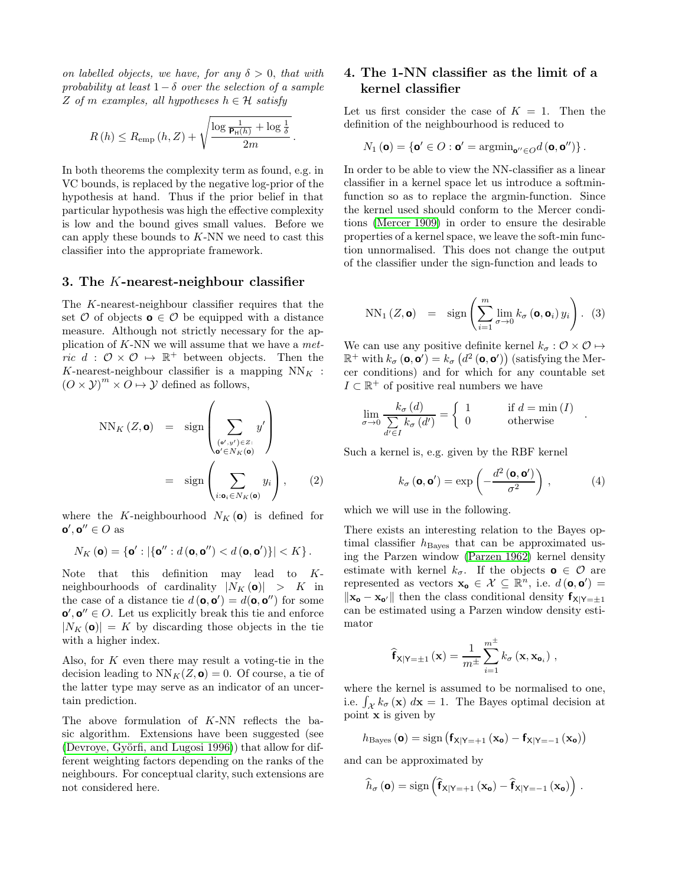*on labelled objects, we have, for any $\delta > 0$, that with probability at least $1 - \delta$ over the selection of a sample $Z$ of $m$ examples, all hypotheses $h \in \mathcal{H}$ satisfy*

$$R(h) \leq R_{\text{emp}}(h, Z) + \sqrt{\frac{\log \frac{1}{\mathsf{P}_{\mathsf{H}}(h)} + \log \frac{1}{\delta}}{2m}}\,.$$

In both theorems the complexity term as found, e.g. in VC bounds, is replaced by the negative log-prior of the hypothesis at hand. Thus if the prior belief in that particular hypothesis was high the effective complexity is low and the bound gives small values. Before we can apply these bounds to $K$-NN we need to cast this classifier into the appropriate framework.

## 3. The $K$-nearest-neighbour classifier

The $K$-nearest-neighbour classifier requires that the set $\mathcal{O}$ of objects $\mathbf{o} \in \mathcal{O}$ be equipped with a distance measure. Although not strictly necessary for the application of $K$-NN we will assume that we have a *metric* $d : \mathcal{O} \times \mathcal{O} \mapsto \mathbb{R}^+$ between objects. Then the $K$-nearest-neighbour classifier is a mapping $\text{NN}_K : (O \times \mathcal{Y})^m \times O \mapsto \mathcal{Y}$ defined as follows,

$$\begin{aligned}
\text{NN}_K(Z, \mathbf{o}) &= \text{sign}\left(\sum_{\substack{(\mathbf{o}', y') \in Z: \\ \mathbf{o}' \in N_K(\mathbf{o})}} y'\right) \\
&= \text{sign}\left(\sum_{i: \mathbf{o}_i \in N_K(\mathbf{o})} y_i\right), \qquad (2)
\end{aligned}$$

where the $K$-neighbourhood $N_K(\mathbf{o})$ is defined for $\mathbf{o}', \mathbf{o}'' \in O$ as

$$N_K(\mathbf{o}) = \{\mathbf{o}' : |\{\mathbf{o}'' : d(\mathbf{o}, \mathbf{o}'') < d(\mathbf{o}, \mathbf{o}')\}| < K\}\,.$$

Note that this definition may lead to $K$-neighbourhoods of cardinality $|N_K(\mathbf{o})| > K$ in the case of a distance tie $d(\mathbf{o}, \mathbf{o}') = d(\mathbf{o}, \mathbf{o}'')$ for some $\mathbf{o}', \mathbf{o}'' \in O$. Let us explicitly break this tie and enforce $|N_K(\mathbf{o})| = K$ by discarding those objects in the tie with a higher index.

Also, for $K$ even there may result a voting-tie in the decision leading to $\text{NN}_K(Z, \mathbf{o}) = 0$. Of course, a tie of the latter type may serve as an indicator of an uncertain prediction.

The above formulation of $K$-NN reflects the basic algorithm. Extensions have been suggested (see (Devroye, Györfi, and Lugosi 1996)) that allow for different weighting factors depending on the ranks of the neighbours. For conceptual clarity, such extensions are not considered here.

## 4. The 1-NN classifier as the limit of a kernel classifier

Let us first consider the case of $K = 1$. Then the definition of the neighbourhood is reduced to

$$N_1(\mathbf{o}) = \{\mathbf{o}' \in O : \mathbf{o}' = \text{argmin}_{\mathbf{o}'' \in O} d(\mathbf{o}, \mathbf{o}'')\}\,.$$

In order to be able to view the NN-classifier as a linear classifier in a kernel space let us introduce a softmin-function so as to replace the argmin-function. Since the kernel used should conform to the Mercer conditions (Mercer 1909) in order to ensure the desirable properties of a kernel space, we leave the soft-min function unnormalised. This does not change the output of the classifier under the sign-function and leads to

$$\text{NN}_1(Z, \mathbf{o}) = \text{sign}\left(\sum_{i=1}^{m} \lim_{\sigma \to 0} k_\sigma(\mathbf{o}, \mathbf{o}_i)\, y_i\right). \quad (3)$$

We can use any positive definite kernel $k_\sigma : \mathcal{O} \times \mathcal{O} \mapsto \mathbb{R}^+$ with $k_\sigma(\mathbf{o}, \mathbf{o}') = k_\sigma(d^2(\mathbf{o}, \mathbf{o}'))$ (satisfying the Mercer conditions) and for which for any countable set $I \subset \mathbb{R}^+$ of positive real numbers we have

$$\lim_{\sigma \to 0} \frac{k_\sigma(d)}{\sum\limits_{d' \in I} k_\sigma(d')} = \begin{cases} 1 & \text{if } d = \min(I) \\ 0 & \text{otherwise} \end{cases}\,.$$

Such a kernel is, e.g. given by the RBF kernel

$$k_\sigma(\mathbf{o}, \mathbf{o}') = \exp\left(-\frac{d^2(\mathbf{o}, \mathbf{o}')}{\sigma^2}\right), \qquad (4)$$

which we will use in the following.

There exists an interesting relation to the Bayes optimal classifier $h_{\text{Bayes}}$ that can be approximated using the Parzen window (Parzen 1962) kernel density estimate with kernel $k_\sigma$. If the objects $\mathbf{o} \in \mathcal{O}$ are represented as vectors $\mathbf{x}_{\mathbf{o}} \in \mathcal{X} \subseteq \mathbb{R}^n$, i.e. $d(\mathbf{o}, \mathbf{o}') = \|\mathbf{x}_{\mathbf{o}} - \mathbf{x}_{\mathbf{o}'}\|$ then the class conditional density $\mathbf{f}_{\mathsf{X}|\mathsf{Y}=\pm 1}$ can be estimated using a Parzen window density estimator

$$\widehat{\mathbf{f}}_{\mathsf{X}|\mathsf{Y}=\pm 1}(\mathbf{x}) = \frac{1}{m^{\pm}} \sum_{i=1}^{m^{\pm}} k_\sigma(\mathbf{x}, \mathbf{x}_{\mathbf{o}_i})\,,$$

where the kernel is assumed to be normalised to one, i.e. $\int_{\mathcal{X}} k_\sigma(\mathbf{x})\, d\mathbf{x} = 1$. The Bayes optimal decision at point $\mathbf{x}$ is given by

$$h_{\text{Bayes}}(\mathbf{o}) = \text{sign}\left(\mathbf{f}_{\mathsf{X}|\mathsf{Y}=+1}(\mathbf{x}_{\mathbf{o}}) - \mathbf{f}_{\mathsf{X}|\mathsf{Y}=-1}(\mathbf{x}_{\mathbf{o}})\right)$$

and can be approximated by

$$\widehat{h}_\sigma(\mathbf{o}) = \text{sign}\left(\widehat{\mathbf{f}}_{\mathsf{X}|\mathsf{Y}=+1}(\mathbf{x}_{\mathbf{o}}) - \widehat{\mathbf{f}}_{\mathsf{X}|\mathsf{Y}=-1}(\mathbf{x}_{\mathbf{o}})\right)\,.$$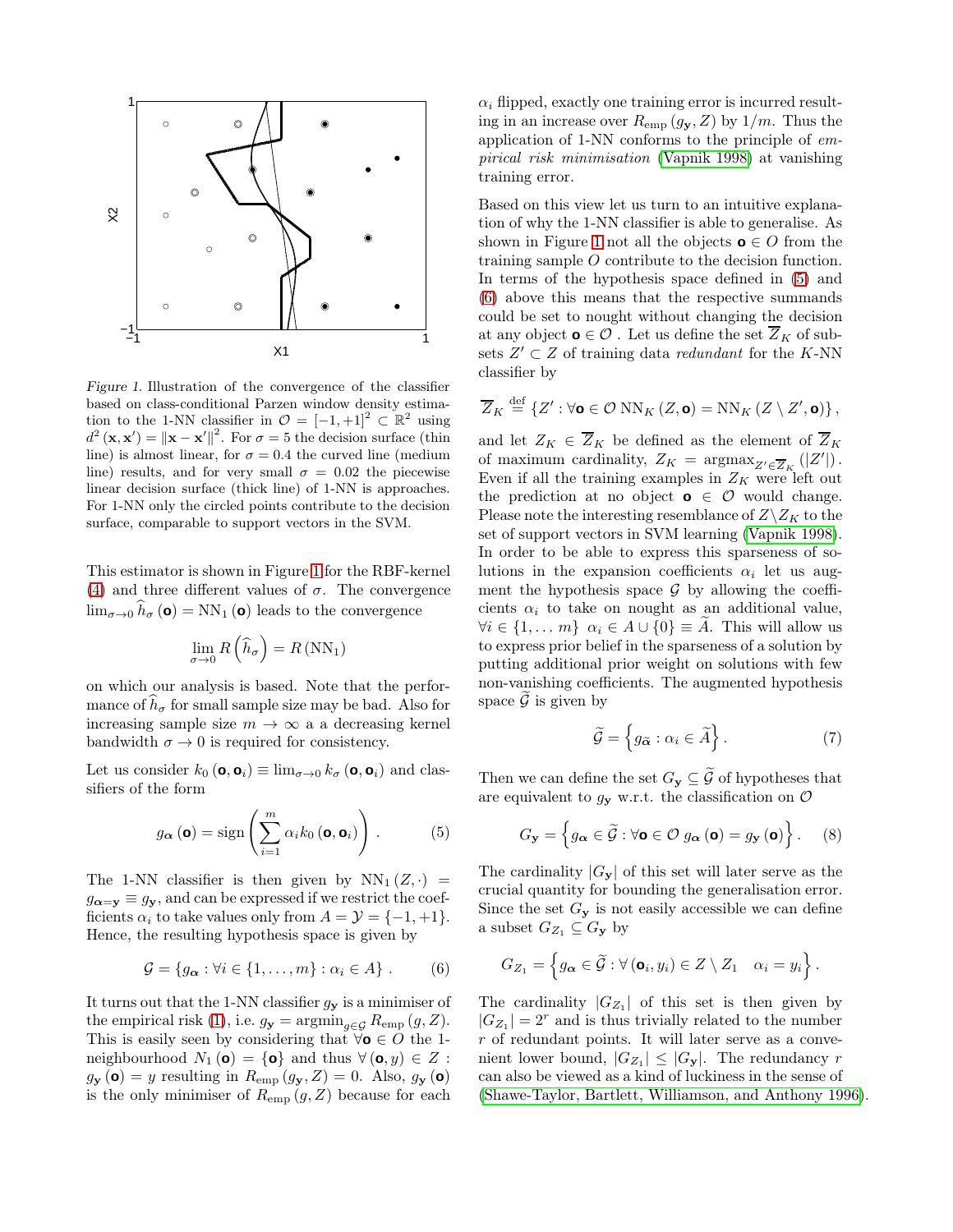*Figure 1.* Illustration of the convergence of the classifier based on class-conditional Parzen window density estimation to the 1-NN classifier in $\mathcal{O} = [-1, +1]^2 \subset \mathbb{R}^2$ using $d^2(\mathbf{x}, \mathbf{x}') = \|\mathbf{x} - \mathbf{x}'\|^2$. For $\sigma = 5$ the decision surface (thin line) is almost linear, for $\sigma = 0.4$ the curved line (medium line) results, and for very small $\sigma = 0.02$ the piecewise linear decision surface (thick line) of 1-NN is approaches. For 1-NN only the circled points contribute to the decision surface, comparable to support vectors in the SVM.

This estimator is shown in Figure 1 for the RBF-kernel (4) and three different values of $\sigma$. The convergence $\lim_{\sigma \to 0} \widehat{h}_\sigma(\mathbf{o}) = \mathrm{NN}_1(\mathbf{o})$ leads to the convergence

$$\lim_{\sigma \to 0} R\left(\widehat{h}_\sigma\right) = R\left(\mathrm{NN}_1\right)$$

on which our analysis is based. Note that the performance of $\widehat{h}_\sigma$ for small sample size may be bad. Also for increasing sample size $m \to \infty$ a a decreasing kernel bandwidth $\sigma \to 0$ is required for consistency.

Let us consider $k_0(\mathbf{o}, \mathbf{o}_i) \equiv \lim_{\sigma \to 0} k_\sigma(\mathbf{o}, \mathbf{o}_i)$ and classifiers of the form

$$g_{\boldsymbol{\alpha}}(\mathbf{o}) = \mathrm{sign}\left(\sum_{i=1}^{m} \alpha_i k_0(\mathbf{o}, \mathbf{o}_i)\right). \tag{5}$$

The 1-NN classifier is then given by $\mathrm{NN}_1(Z, \cdot) = g_{\boldsymbol{\alpha}=\mathbf{y}} \equiv g_{\mathbf{y}}$, and can be expressed if we restrict the coefficients $\alpha_i$ to take values only from $A = \mathcal{Y} = \{-1, +1\}$. Hence, the resulting hypothesis space is given by

$$\mathcal{G} = \{g_{\boldsymbol{\alpha}} : \forall i \in \{1, \ldots, m\} : \alpha_i \in A\}. \tag{6}$$

It turns out that the 1-NN classifier $g_{\mathbf{y}}$ is a minimiser of the empirical risk (1), i.e. $g_{\mathbf{y}} = \mathrm{argmin}_{g \in \mathcal{G}} R_{\mathrm{emp}}(g, Z)$. This is easily seen by considering that $\forall \mathbf{o} \in O$ the 1-neighbourhood $N_1(\mathbf{o}) = \{\mathbf{o}\}$ and thus $\forall (\mathbf{o}, y) \in Z$ : $g_{\mathbf{y}}(\mathbf{o}) = y$ resulting in $R_{\mathrm{emp}}(g_{\mathbf{y}}, Z) = 0$. Also, $g_{\mathbf{y}}(\mathbf{o})$ is the only minimiser of $R_{\mathrm{emp}}(g, Z)$ because for each $\alpha_i$ flipped, exactly one training error is incurred resulting in an increase over $R_{\mathrm{emp}}(g_{\mathbf{y}}, Z)$ by $1/m$. Thus the application of 1-NN conforms to the principle of *empirical risk minimisation* (Vapnik 1998) at vanishing training error.

Based on this view let us turn to an intuitive explanation of why the 1-NN classifier is able to generalise. As shown in Figure 1 not all the objects $\mathbf{o} \in O$ from the training sample $O$ contribute to the decision function. In terms of the hypothesis space defined in (5) and (6) above this means that the respective summands could be set to nought without changing the decision at any object $\mathbf{o} \in \mathcal{O}$. Let us define the set $\overline{Z}_K$ of subsets $Z' \subset Z$ of training data *redundant* for the $K$-NN classifier by

$$\overline{Z}_K \overset{\mathrm{def}}{=} \{Z' : \forall \mathbf{o} \in \mathcal{O}\ \mathrm{NN}_K(Z, \mathbf{o}) = \mathrm{NN}_K(Z \setminus Z', \mathbf{o})\},$$

and let $Z_K \in \overline{Z}_K$ be defined as the element of $\overline{Z}_K$ of maximum cardinality, $Z_K = \mathrm{argmax}_{Z' \in \overline{Z}_K}(|Z'|)$. Even if all the training examples in $Z_K$ were left out the prediction at no object $\mathbf{o} \in \mathcal{O}$ would change. Please note the interesting resemblance of $Z \setminus Z_K$ to the set of support vectors in SVM learning (Vapnik 1998). In order to be able to express this sparseness of solutions in the expansion coefficients $\alpha_i$ let us augment the hypothesis space $\mathcal{G}$ by allowing the coefficients $\alpha_i$ to take on nought as an additional value, $\forall i \in \{1, \ldots m\}\ \alpha_i \in A \cup \{0\} \equiv \widetilde{A}$. This will allow us to express prior belief in the sparseness of a solution by putting additional prior weight on solutions with few non-vanishing coefficients. The augmented hypothesis space $\widetilde{\mathcal{G}}$ is given by

$$\widetilde{\mathcal{G}} = \left\{g_{\widetilde{\boldsymbol{\alpha}}} : \alpha_i \in \widetilde{A}\right\}. \tag{7}$$

Then we can define the set $G_{\mathbf{y}} \subseteq \widetilde{\mathcal{G}}$ of hypotheses that are equivalent to $g_{\mathbf{y}}$ w.r.t. the classification on $\mathcal{O}$

$$G_{\mathbf{y}} = \left\{g_{\boldsymbol{\alpha}} \in \widetilde{\mathcal{G}} : \forall \mathbf{o} \in \mathcal{O}\ g_{\boldsymbol{\alpha}}(\mathbf{o}) = g_{\mathbf{y}}(\mathbf{o})\right\}. \tag{8}$$

The cardinality $|G_{\mathbf{y}}|$ of this set will later serve as the crucial quantity for bounding the generalisation error. Since the set $G_{\mathbf{y}}$ is not easily accessible we can define a subset $G_{Z_1} \subseteq G_{\mathbf{y}}$ by

$$G_{Z_1} = \left\{g_{\boldsymbol{\alpha}} \in \widetilde{\mathcal{G}} : \forall (\mathbf{o}_i, y_i) \in Z \setminus Z_1 \quad \alpha_i = y_i\right\}.$$

The cardinality $|G_{Z_1}|$ of this set is then given by $|G_{Z_1}| = 2^r$ and is thus trivially related to the number $r$ of redundant points. It will later serve as a convenient lower bound, $|G_{Z_1}| \leq |G_{\mathbf{y}}|$. The redundancy $r$ can also be viewed as a kind of luckiness in the sense of (Shawe-Taylor, Bartlett, Williamson, and Anthony 1996).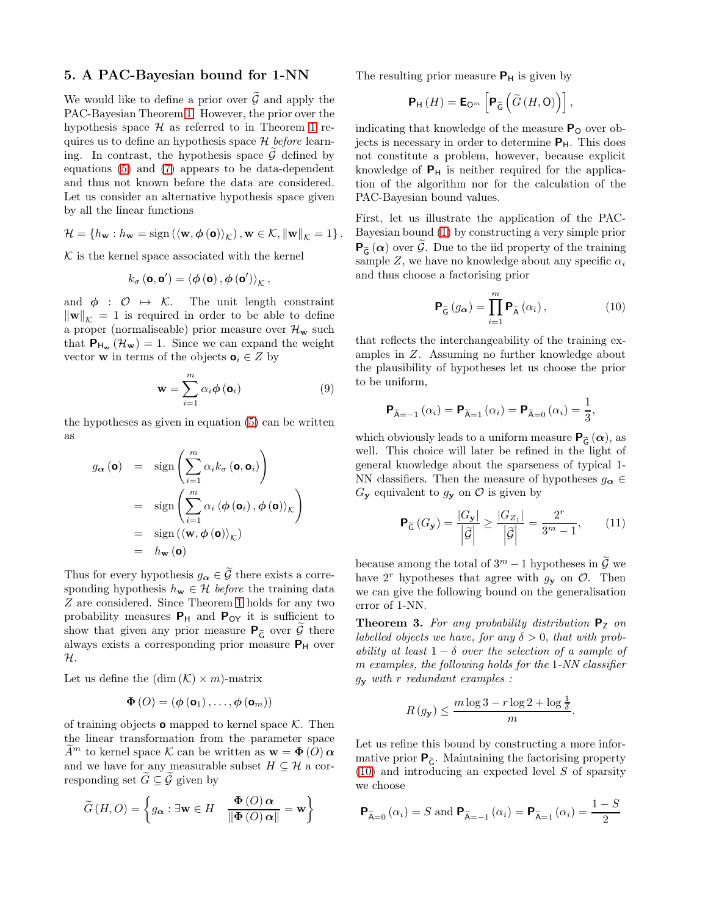## 5. A PAC-Bayesian bound for 1-NN

We would like to define a prior over $\widetilde{\mathcal{G}}$ and apply the PAC-Bayesian Theorem 1. However, the prior over the hypothesis space $\mathcal{H}$ as referred to in Theorem 1 requires us to define an hypothesis space $\mathcal{H}$ *before* learning. In contrast, the hypothesis space $\widetilde{\mathcal{G}}$ defined by equations (5) and (7) appears to be data-dependent and thus not known before the data are considered. Let us consider an alternative hypothesis space given by all the linear functions

$$\mathcal{H} = \left\{h_{\mathbf{w}} : h_{\mathbf{w}} = \operatorname{sign}\left(\langle \mathbf{w}, \boldsymbol{\phi}(\mathbf{o})\rangle_{\mathcal{K}}\right), \mathbf{w} \in \mathcal{K}, \|\mathbf{w}\|_{\mathcal{K}} = 1\right\}.$$

$\mathcal{K}$ is the kernel space associated with the kernel

$$k_{\sigma}(\mathbf{o}, \mathbf{o}') = \langle \boldsymbol{\phi}(\mathbf{o}), \boldsymbol{\phi}(\mathbf{o}')\rangle_{\mathcal{K}},$$

and $\boldsymbol{\phi} : \mathcal{O} \mapsto \mathcal{K}$. The unit length constraint $\|\mathbf{w}\|_{\mathcal{K}} = 1$ is required in order to be able to define a proper (normaliseable) prior measure over $\mathcal{H}_{\mathbf{w}}$ such that $\mathbf{P}_{\mathsf{H}_{\mathbf{w}}}(\mathcal{H}_{\mathbf{w}}) = 1$. Since we can expand the weight vector $\mathbf{w}$ in terms of the objects $\mathbf{o}_i \in Z$ by

$$\mathbf{w} = \sum_{i=1}^{m} \alpha_i \boldsymbol{\phi}(\mathbf{o}_i) \tag{9}$$

the hypotheses as given in equation (5) can be written as

$$\begin{aligned}
g_{\boldsymbol{\alpha}}(\mathbf{o}) &= \operatorname{sign}\left(\sum_{i=1}^{m} \alpha_i k_{\sigma}(\mathbf{o}, \mathbf{o}_i)\right) \\
&= \operatorname{sign}\left(\sum_{i=1}^{m} \alpha_i \langle \boldsymbol{\phi}(\mathbf{o}_i), \boldsymbol{\phi}(\mathbf{o})\rangle_{\mathcal{K}}\right) \\
&= \operatorname{sign}\left(\langle \mathbf{w}, \boldsymbol{\phi}(\mathbf{o})\rangle_{\mathcal{K}}\right) \\
&= h_{\mathbf{w}}(\mathbf{o})
\end{aligned}$$

Thus for every hypothesis $g_{\boldsymbol{\alpha}} \in \widetilde{\mathcal{G}}$ there exists a corresponding hypothesis $h_{\mathbf{w}} \in \mathcal{H}$ *before* the training data $Z$ are considered. Since Theorem 1 holds for any two probability measures $\mathbf{P}_{\mathsf{H}}$ and $\mathbf{P}_{\mathsf{OY}}$ it is sufficient to show that given any prior measure $\mathbf{P}_{\widetilde{\mathsf{G}}}$ over $\widetilde{\mathcal{G}}$ there always exists a corresponding prior measure $\mathbf{P}_{\mathsf{H}}$ over $\mathcal{H}$.

Let us define the $(\dim(\mathcal{K}) \times m)$-matrix

$$\boldsymbol{\Phi}(O) = (\boldsymbol{\phi}(\mathbf{o}_1), \ldots, \boldsymbol{\phi}(\mathbf{o}_m))$$

of training objects $\mathbf{o}$ mapped to kernel space $\mathcal{K}$. Then the linear transformation from the parameter space $\widetilde{A}^m$ to kernel space $\mathcal{K}$ can be written as $\mathbf{w} = \boldsymbol{\Phi}(O)\boldsymbol{\alpha}$ and we have for any measurable subset $H \subseteq \mathcal{H}$ a corresponding set $\widetilde{G} \subseteq \widetilde{\mathcal{G}}$ given by

$$\widetilde{G}(H, O) = \left\{ g_{\boldsymbol{\alpha}} : \exists \mathbf{w} \in H \quad \frac{\boldsymbol{\Phi}(O)\boldsymbol{\alpha}}{\|\boldsymbol{\Phi}(O)\boldsymbol{\alpha}\|} = \mathbf{w} \right\}$$

The resulting prior measure $\mathbf{P}_{\mathsf{H}}$ is given by

$$\mathbf{P}_{\mathsf{H}}(H) = \mathbf{E}_{\mathsf{O}^m}\left[\mathbf{P}_{\widetilde{\mathsf{G}}}\left(\widetilde{G}(H, \mathsf{O})\right)\right],$$

indicating that knowledge of the measure $\mathbf{P}_{\mathsf{O}}$ over objects is necessary in order to determine $\mathbf{P}_{\mathsf{H}}$. This does not constitute a problem, however, because explicit knowledge of $\mathbf{P}_{\mathsf{H}}$ is neither required for the application of the algorithm nor for the calculation of the PAC-Bayesian bound values.

First, let us illustrate the application of the PAC-Bayesian bound (1) by constructing a very simple prior $\mathbf{P}_{\widetilde{\mathsf{G}}}(\boldsymbol{\alpha})$ over $\widetilde{\mathcal{G}}$. Due to the iid property of the training sample $Z$, we have no knowledge about any specific $\alpha_i$ and thus choose a factorising prior

$$\mathbf{P}_{\widetilde{\mathsf{G}}}(g_{\boldsymbol{\alpha}}) = \prod_{i=1}^{m} \mathbf{P}_{\widetilde{\mathsf{A}}}(\alpha_i), \tag{10}$$

that reflects the interchangeability of the training examples in $Z$. Assuming no further knowledge about the plausibility of hypotheses let us choose the prior to be uniform,

$$\mathbf{P}_{\widetilde{\mathsf{A}}=-1}(\alpha_i) = \mathbf{P}_{\widetilde{\mathsf{A}}=1}(\alpha_i) = \mathbf{P}_{\widetilde{\mathsf{A}}=0}(\alpha_i) = \frac{1}{3},$$

which obviously leads to a uniform measure $\mathbf{P}_{\widetilde{\mathsf{G}}}(\boldsymbol{\alpha})$, as well. This choice will later be refined in the light of general knowledge about the sparseness of typical 1-NN classifiers. Then the measure of hypotheses $g_{\boldsymbol{\alpha}} \in G_{\mathbf{y}}$ equivalent to $g_{\mathbf{y}}$ on $\mathcal{O}$ is given by

$$\mathbf{P}_{\widetilde{\mathsf{G}}}(G_{\mathbf{y}}) = \frac{|G_{\mathbf{y}}|}{\left|\widetilde{\mathcal{G}}\right|} \geq \frac{|G_{Z_1}|}{\left|\widetilde{\mathcal{G}}\right|} = \frac{2^r}{3^m - 1}, \tag{11}$$

because among the total of $3^m - 1$ hypotheses in $\widetilde{\mathcal{G}}$ we have $2^r$ hypotheses that agree with $g_{\mathbf{y}}$ on $\mathcal{O}$. Then we can give the following bound on the generalisation error of 1-NN.

**Theorem 3.** *For any probability distribution $\mathbf{P}_{\mathsf{Z}}$ on labelled objects we have, for any $\delta > 0$, that with probability at least $1 - \delta$ over the selection of a sample of $m$ examples, the following holds for the 1-NN classifier $g_{\mathbf{y}}$ with $r$ redundant examples :*

$$R(g_{\mathbf{y}}) \leq \frac{m \log 3 - r \log 2 + \log \frac{1}{\delta}}{m}.$$

Let us refine this bound by constructing a more informative prior $\mathbf{P}_{\widetilde{\mathsf{G}}}$. Maintaining the factorising property (10) and introducing an expected level $S$ of sparsity we choose

$$\mathbf{P}_{\widetilde{\mathsf{A}}=0}(\alpha_i) = S \text{ and } \mathbf{P}_{\widetilde{\mathsf{A}}=-1}(\alpha_i) = \mathbf{P}_{\widetilde{\mathsf{A}}=1}(\alpha_i) = \frac{1-S}{2}$$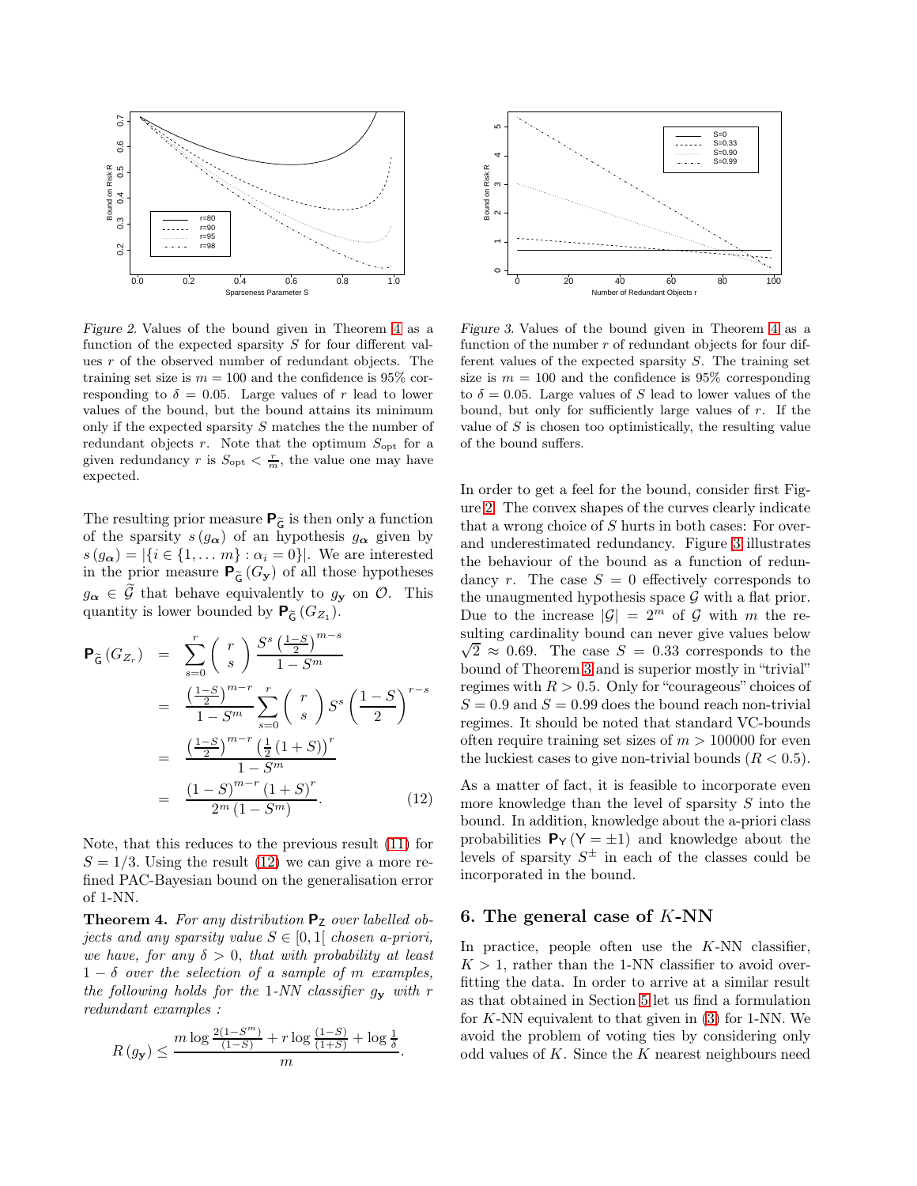*Figure 2.* Values of the bound given in Theorem 4 as a function of the expected sparsity $S$ for four different values $r$ of the observed number of redundant objects. The training set size is $m = 100$ and the confidence is 95% corresponding to $\delta = 0.05$. Large values of $r$ lead to lower values of the bound, but the bound attains its minimum only if the expected sparsity $S$ matches the the number of redundant objects $r$. Note that the optimum $S_{\text{opt}}$ for a given redundancy $r$ is $S_{\text{opt}} < \frac{r}{m}$, the value one may have expected.

*Figure 3.* Values of the bound given in Theorem 4 as a function of the number $r$ of redundant objects for four different values of the expected sparsity $S$. The training set size is $m = 100$ and the confidence is 95% corresponding to $\delta = 0.05$. Large values of $S$ lead to lower values of the bound, but only for sufficiently large values of $r$. If the value of $S$ is chosen too optimistically, the resulting value of the bound suffers.

The resulting prior measure $\mathbf{P}_{\widetilde{\mathsf{G}}}$ is then only a function of the sparsity $s(g_{\boldsymbol{\alpha}})$ of an hypothesis $g_{\boldsymbol{\alpha}}$ given by $s(g_{\boldsymbol{\alpha}}) = |\{i \in \{1, \ldots m\} : \alpha_i = 0\}|$. We are interested in the prior measure $\mathbf{P}_{\widetilde{\mathsf{G}}}(G_{\mathbf{y}})$ of all those hypotheses $g_{\boldsymbol{\alpha}} \in \widetilde{\mathcal{G}}$ that behave equivalently to $g_{\mathbf{y}}$ on $\mathcal{O}$. This quantity is lower bounded by $\mathbf{P}_{\widetilde{\mathsf{G}}}(G_{Z_1})$.

$$
\begin{aligned}
\mathbf{P}_{\widetilde{\mathsf{G}}}(G_{Z_r}) &= \sum_{s=0}^{r} \binom{r}{s} \frac{S^s \left(\frac{1-S}{2}\right)^{m-s}}{1 - S^m} \\
&= \frac{\left(\frac{1-S}{2}\right)^{m-r}}{1 - S^m} \sum_{s=0}^{r} \binom{r}{s} S^s \left(\frac{1-S}{2}\right)^{r-s} \\
&= \frac{\left(\frac{1-S}{2}\right)^{m-r} \left(\frac{1}{2}(1+S)\right)^r}{1 - S^m} \\
&= \frac{(1-S)^{m-r}(1+S)^r}{2^m (1 - S^m)}. \qquad (12)
\end{aligned}
$$

Note, that this reduces to the previous result (11) for $S = 1/3$. Using the result (12) we can give a more refined PAC-Bayesian bound on the generalisation error of 1-NN.

**Theorem 4.** *For any distribution $\mathbf{P}_{\mathsf{Z}}$ over labelled objects and any sparsity value $S \in [0, 1[$ chosen a-priori, we have, for any $\delta > 0$, that with probability at least $1 - \delta$ over the selection of a sample of $m$ examples, the following holds for the 1-NN classifier $g_{\mathbf{y}}$ with $r$ redundant examples :*

$$
R(g_{\mathbf{y}}) \leq \frac{m \log \frac{2(1-S^m)}{(1-S)} + r \log \frac{(1-S)}{(1+S)} + \log \frac{1}{\delta}}{m}.
$$

In order to get a feel for the bound, consider first Figure 2. The convex shapes of the curves clearly indicate that a wrong choice of $S$ hurts in both cases: For over- and underestimated redundancy. Figure 3 illustrates the behaviour of the bound as a function of redundancy $r$. The case $S = 0$ effectively corresponds to the unaugmented hypothesis space $\mathcal{G}$ with a flat prior. Due to the increase $|\mathcal{G}| = 2^m$ of $\mathcal{G}$ with $m$ the resulting cardinality bound can never give values below $\sqrt{2} \approx 0.69$. The case $S = 0.33$ corresponds to the bound of Theorem 3 and is superior mostly in "trivial" regimes with $R > 0.5$. Only for "courageous" choices of $S = 0.9$ and $S = 0.99$ does the bound reach non-trivial regimes. It should be noted that standard VC-bounds often require training set sizes of $m > 100000$ for even the luckiest cases to give non-trivial bounds ($R < 0.5$).

As a matter of fact, it is feasible to incorporate even more knowledge than the level of sparsity $S$ into the bound. In addition, knowledge about the a-priori class probabilities $\mathbf{P}_{\mathsf{Y}}(\mathsf{Y} = \pm 1)$ and knowledge about the levels of sparsity $S^{\pm}$ in each of the classes could be incorporated in the bound.

## 6. The general case of $K$-NN

In practice, people often use the $K$-NN classifier, $K > 1$, rather than the 1-NN classifier to avoid overfitting the data. In order to arrive at a similar result as that obtained in Section 5 let us find a formulation for $K$-NN equivalent to that given in (3) for 1-NN. We avoid the problem of voting ties by considering only odd values of $K$. Since the $K$ nearest neighbours need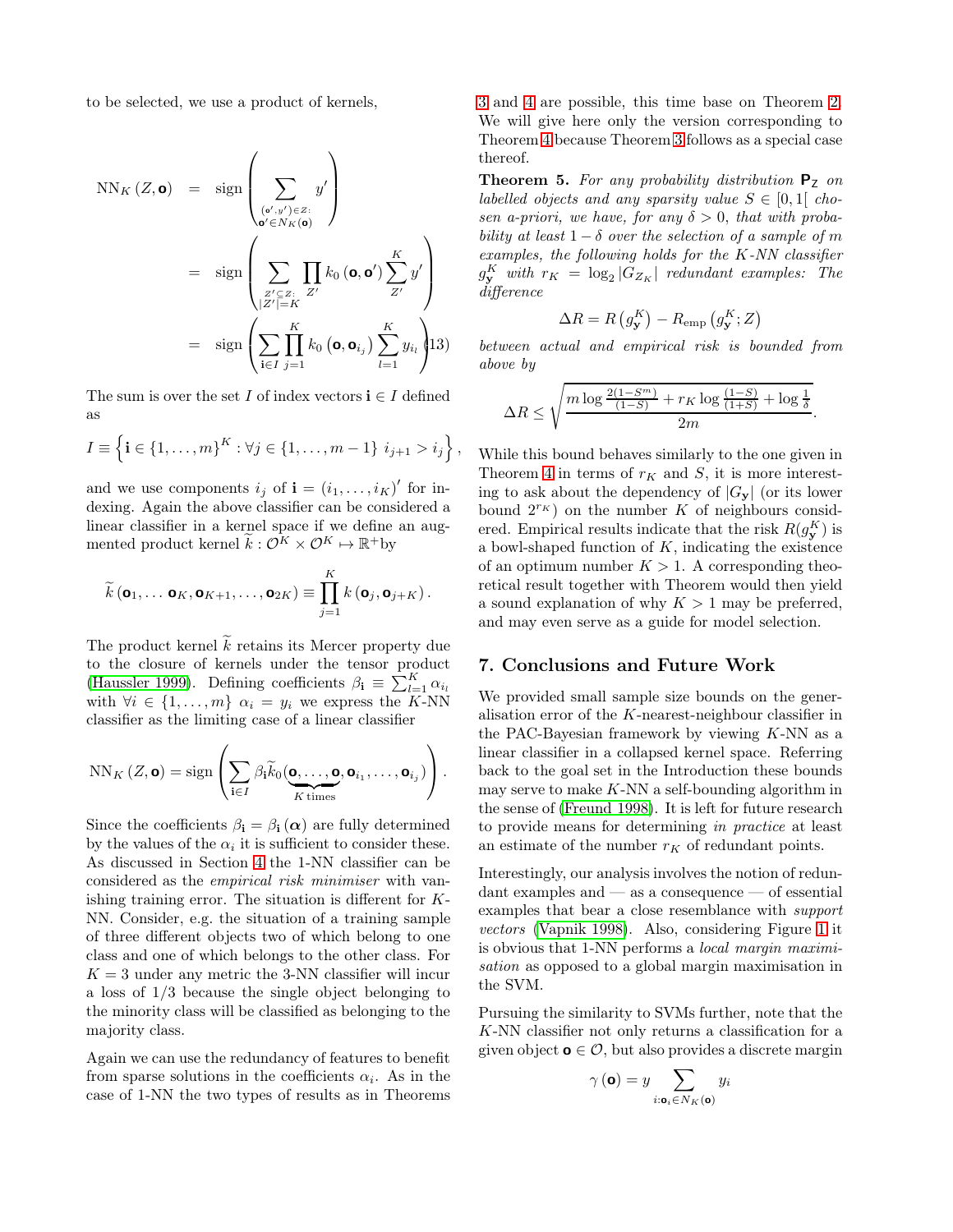to be selected, we use a product of kernels,

$$
\begin{aligned}
\mathrm{NN}_K(Z,\mathbf{o}) &= \mathrm{sign}\left(\sum_{\substack{(\mathbf{o}',y')\in Z:\\ \mathbf{o}'\in N_K(\mathbf{o})}} y'\right)\\
&= \mathrm{sign}\left(\sum_{\substack{Z'\subseteq Z:\\ |Z'|=K}} \prod_{Z'} k_0(\mathbf{o},\mathbf{o}') \sum_{Z'}^{K} y'\right)\\
&= \mathrm{sign}\left(\sum_{\mathbf{i}\in I} \prod_{j=1}^{K} k_0\left(\mathbf{o},\mathbf{o}_{i_j}\right) \sum_{l=1}^{K} y_{i_l}\right) \quad (13)
\end{aligned}
$$

The sum is over the set $I$ of index vectors $\mathbf{i}\in I$ defined as

$$
I \equiv \left\{\mathbf{i}\in\{1,\ldots,m\}^K : \forall j\in\{1,\ldots,m-1\}\ i_{j+1} > i_j\right\},
$$

and we use components $i_j$ of $\mathbf{i} = (i_1,\ldots,i_K)'$ for indexing. Again the above classifier can be considered a linear classifier in a kernel space if we define an augmented product kernel $\widetilde{k} : \mathcal{O}^K \times \mathcal{O}^K \mapsto \mathbb{R}^+$by

$$
\widetilde{k}\left(\mathbf{o}_1,\ldots \mathbf{o}_K,\mathbf{o}_{K+1},\ldots,\mathbf{o}_{2K}\right) \equiv \prod_{j=1}^{K} k\left(\mathbf{o}_j,\mathbf{o}_{j+K}\right).
$$

The product kernel $\widetilde{k}$ retains its Mercer property due to the closure of kernels under the tensor product (Haussler 1999). Defining coefficients $\beta_{\mathbf{i}} \equiv \sum_{l=1}^{K}\alpha_{i_l}$ with $\forall i\in\{1,\ldots,m\}$ $\alpha_i = y_i$ we express the $K$-NN classifier as the limiting case of a linear classifier

$$
\mathrm{NN}_K(Z,\mathbf{o}) = \mathrm{sign}\left(\sum_{\mathbf{i}\in I} \beta_{\mathbf{i}} \widetilde{k}_0(\underbrace{\mathbf{o},\ldots,\mathbf{o}}_{K\,\text{times}},\mathbf{o}_{i_1},\ldots,\mathbf{o}_{i_j})\right).
$$

Since the coefficients $\beta_{\mathbf{i}} = \beta_{\mathbf{i}}(\boldsymbol{\alpha})$ are fully determined by the values of the $\alpha_i$ it is sufficient to consider these. As discussed in Section 4 the 1-NN classifier can be considered as the *empirical risk minimiser* with vanishing training error. The situation is different for $K$-NN. Consider, e.g. the situation of a training sample of three different objects two of which belong to one class and one of which belongs to the other class. For $K = 3$ under any metric the 3-NN classifier will incur a loss of 1/3 because the single object belonging to the minority class will be classified as belonging to the majority class.

Again we can use the redundancy of features to benefit from sparse solutions in the coefficients $\alpha_i$. As in the case of 1-NN the two types of results as in Theorems 3 and 4 are possible, this time base on Theorem 2. We will give here only the version corresponding to Theorem 4 because Theorem 3 follows as a special case thereof.

**Theorem 5.** *For any probability distribution $\mathbf{P}_{\mathsf{Z}}$ on labelled objects and any sparsity value $S\in[0,1[$ chosen a-priori, we have, for any $\delta>0$, that with probability at least $1-\delta$ over the selection of a sample of $m$ examples, the following holds for the $K$-NN classifier $g_{\mathbf{y}}^K$ with $r_K = \log_2|G_{Z_K}|$ redundant examples: The difference*

$$
\Delta R = R\left(g_{\mathbf{y}}^K\right) - R_{\mathrm{emp}}\left(g_{\mathbf{y}}^K; Z\right)
$$

*between actual and empirical risk is bounded from above by*

$$
\Delta R \le \sqrt{\frac{m\log\frac{2(1-S^m)}{(1-S)} + r_K\log\frac{(1-S)}{(1+S)} + \log\frac{1}{\delta}}{2m}}.
$$

While this bound behaves similarly to the one given in Theorem 4 in terms of $r_K$ and $S$, it is more interesting to ask about the dependency of $|G_{\mathbf{y}}|$ (or its lower bound $2^{r_K}$) on the number $K$ of neighbours considered. Empirical results indicate that the risk $R(g_{\mathbf{y}}^K)$ is a bowl-shaped function of $K$, indicating the existence of an optimum number $K>1$. A corresponding theoretical result together with Theorem would then yield a sound explanation of why $K>1$ may be preferred, and may even serve as a guide for model selection.

## 7. Conclusions and Future Work

We provided small sample size bounds on the generalisation error of the $K$-nearest-neighbour classifier in the PAC-Bayesian framework by viewing $K$-NN as a linear classifier in a collapsed kernel space. Referring back to the goal set in the Introduction these bounds may serve to make $K$-NN a self-bounding algorithm in the sense of (Freund 1998). It is left for future research to provide means for determining *in practice* at least an estimate of the number $r_K$ of redundant points.

Interestingly, our analysis involves the notion of redundant examples and — as a consequence — of essential examples that bear a close resemblance with *support vectors* (Vapnik 1998). Also, considering Figure 1 it is obvious that 1-NN performs a *local margin maximisation* as opposed to a global margin maximisation in the SVM.

Pursuing the similarity to SVMs further, note that the $K$-NN classifier not only returns a classification for a given object $\mathbf{o}\in\mathcal{O}$, but also provides a discrete margin

$$
\gamma(\mathbf{o}) = y\sum_{i:\mathbf{o}_i\in N_K(\mathbf{o})} y_i
$$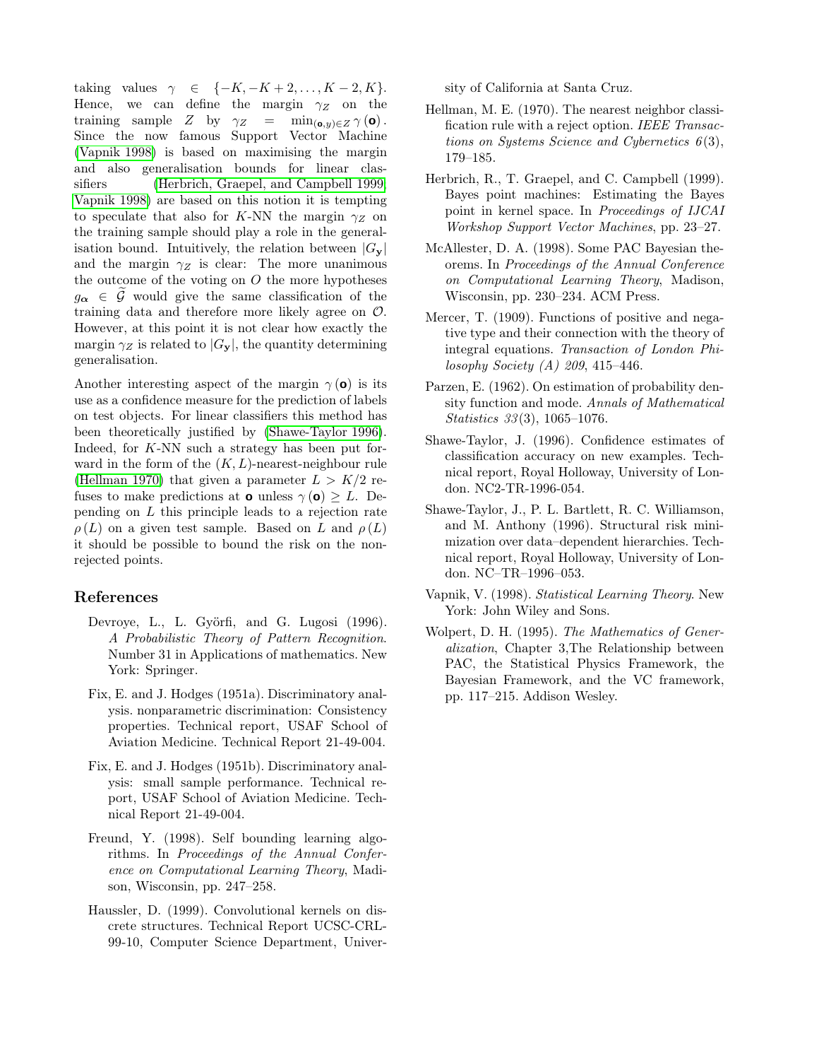taking values $\gamma \in \{-K, -K+2, \ldots, K-2, K\}$. Hence, we can define the margin $\gamma_Z$ on the training sample $Z$ by $\gamma_Z = \min_{(\mathbf{o},y)\in Z} \gamma(\mathbf{o})$. Since the now famous Support Vector Machine (Vapnik 1998) is based on maximising the margin and also generalisation bounds for linear classifiers (Herbrich, Graepel, and Campbell 1999; Vapnik 1998) are based on this notion it is tempting to speculate that also for $K$-NN the margin $\gamma_Z$ on the training sample should play a role in the generalisation bound. Intuitively, the relation between $|G_{\mathbf{y}}|$ and the margin $\gamma_Z$ is clear: The more unanimous the outcome of the voting on $O$ the more hypotheses $g_{\boldsymbol{\alpha}} \in \widehat{\mathcal{G}}$ would give the same classification of the training data and therefore more likely agree on $\mathcal{O}$. However, at this point it is not clear how exactly the margin $\gamma_Z$ is related to $|G_{\mathbf{y}}|$, the quantity determining generalisation.

Another interesting aspect of the margin $\gamma(\mathbf{o})$ is its use as a confidence measure for the prediction of labels on test objects. For linear classifiers this method has been theoretically justified by (Shawe-Taylor 1996). Indeed, for $K$-NN such a strategy has been put forward in the form of the $(K, L)$-nearest-neighbour rule (Hellman 1970) that given a parameter $L > K/2$ refuses to make predictions at $\mathbf{o}$ unless $\gamma(\mathbf{o}) \geq L$. Depending on $L$ this principle leads to a rejection rate $\rho(L)$ on a given test sample. Based on $L$ and $\rho(L)$ it should be possible to bound the risk on the non-rejected points.

## References

Devroye, L., L. Györfi, and G. Lugosi (1996). *A Probabilistic Theory of Pattern Recognition*. Number 31 in Applications of mathematics. New York: Springer.

Fix, E. and J. Hodges (1951a). Discriminatory analysis. nonparametric discrimination: Consistency properties. Technical report, USAF School of Aviation Medicine. Technical Report 21-49-004.

Fix, E. and J. Hodges (1951b). Discriminatory analysis: small sample performance. Technical report, USAF School of Aviation Medicine. Technical Report 21-49-004.

Freund, Y. (1998). Self bounding learning algorithms. In *Proceedings of the Annual Conference on Computational Learning Theory*, Madison, Wisconsin, pp. 247–258.

Haussler, D. (1999). Convolutional kernels on discrete structures. Technical Report UCSC-CRL-99-10, Computer Science Department, University of California at Santa Cruz.

Hellman, M. E. (1970). The nearest neighbor classification rule with a reject option. *IEEE Transactions on Systems Science and Cybernetics 6*(3), 179–185.

Herbrich, R., T. Graepel, and C. Campbell (1999). Bayes point machines: Estimating the Bayes point in kernel space. In *Proceedings of IJCAI Workshop Support Vector Machines*, pp. 23–27.

McAllester, D. A. (1998). Some PAC Bayesian theorems. In *Proceedings of the Annual Conference on Computational Learning Theory*, Madison, Wisconsin, pp. 230–234. ACM Press.

Mercer, T. (1909). Functions of positive and negative type and their connection with the theory of integral equations. *Transaction of London Philosophy Society (A) 209*, 415–446.

Parzen, E. (1962). On estimation of probability density function and mode. *Annals of Mathematical Statistics 33*(3), 1065–1076.

Shawe-Taylor, J. (1996). Confidence estimates of classification accuracy on new examples. Technical report, Royal Holloway, University of London. NC2-TR-1996-054.

Shawe-Taylor, J., P. L. Bartlett, R. C. Williamson, and M. Anthony (1996). Structural risk minimization over data–dependent hierarchies. Technical report, Royal Holloway, University of London. NC–TR–1996–053.

Vapnik, V. (1998). *Statistical Learning Theory*. New York: John Wiley and Sons.

Wolpert, D. H. (1995). *The Mathematics of Generalization*, Chapter 3,The Relationship between PAC, the Statistical Physics Framework, the Bayesian Framework, and the VC framework, pp. 117–215. Addison Wesley.